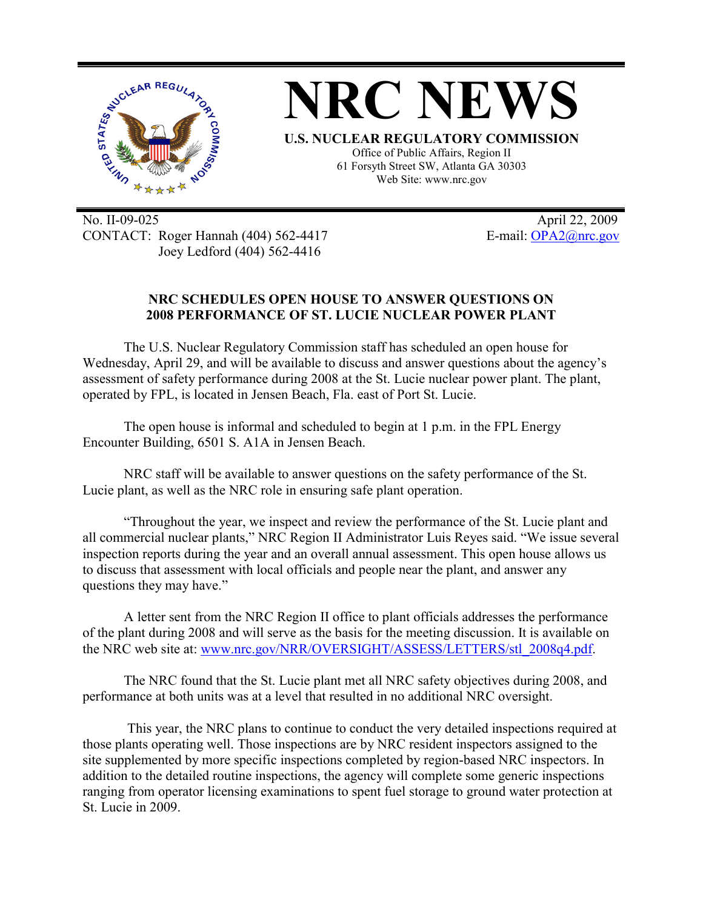# NRC NEWS

**U.S. NUCLEAR REGULATORY COMMISSION**

Office of Public Affairs, Region II
61 Forsyth Street SW, Atlanta GA 30303
Web Site: www.nrc.gov

No. II-09-025
CONTACT: Roger Hannah (404) 562-4417
Joey Ledford (404) 562-4416

April 22, 2009
E-mail: OPA2@nrc.gov

**NRC SCHEDULES OPEN HOUSE TO ANSWER QUESTIONS ON 2008 PERFORMANCE OF ST. LUCIE NUCLEAR POWER PLANT**

The U.S. Nuclear Regulatory Commission staff has scheduled an open house for Wednesday, April 29, and will be available to discuss and answer questions about the agency's assessment of safety performance during 2008 at the St. Lucie nuclear power plant. The plant, operated by FPL, is located in Jensen Beach, Fla. east of Port St. Lucie.

The open house is informal and scheduled to begin at 1 p.m. in the FPL Energy Encounter Building, 6501 S. A1A in Jensen Beach.

NRC staff will be available to answer questions on the safety performance of the St. Lucie plant, as well as the NRC role in ensuring safe plant operation.

"Throughout the year, we inspect and review the performance of the St. Lucie plant and all commercial nuclear plants," NRC Region II Administrator Luis Reyes said. "We issue several inspection reports during the year and an overall annual assessment. This open house allows us to discuss that assessment with local officials and people near the plant, and answer any questions they may have."

A letter sent from the NRC Region II office to plant officials addresses the performance of the plant during 2008 and will serve as the basis for the meeting discussion. It is available on the NRC web site at: www.nrc.gov/NRR/OVERSIGHT/ASSESS/LETTERS/stl_2008q4.pdf.

The NRC found that the St. Lucie plant met all NRC safety objectives during 2008, and performance at both units was at a level that resulted in no additional NRC oversight.

This year, the NRC plans to continue to conduct the very detailed inspections required at those plants operating well. Those inspections are by NRC resident inspectors assigned to the site supplemented by more specific inspections completed by region-based NRC inspectors. In addition to the detailed routine inspections, the agency will complete some generic inspections ranging from operator licensing examinations to spent fuel storage to ground water protection at St. Lucie in 2009.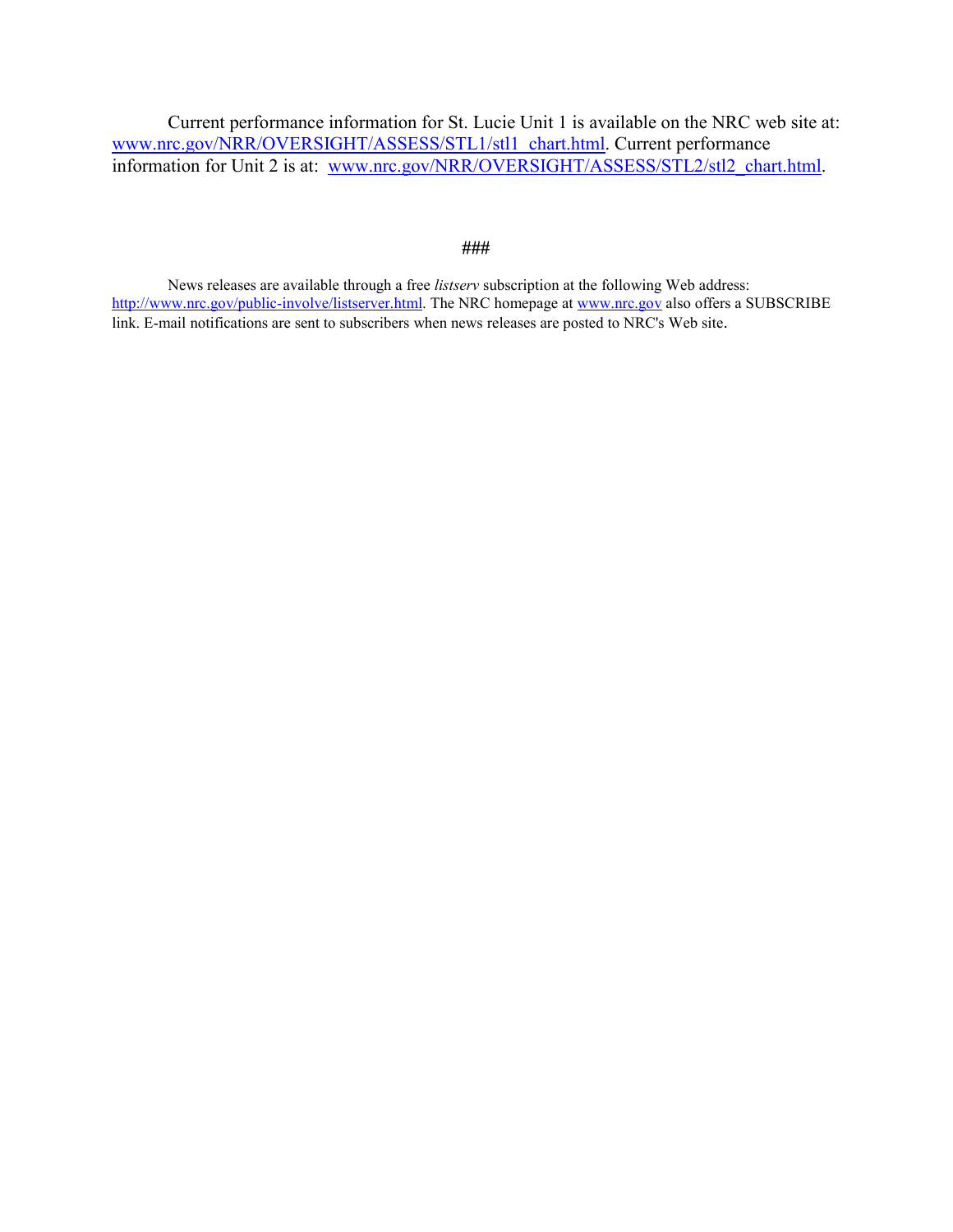Current performance information for St. Lucie Unit 1 is available on the NRC web site at: www.nrc.gov/NRR/OVERSIGHT/ASSESS/STL1/stl1_chart.html. Current performance information for Unit 2 is at: www.nrc.gov/NRR/OVERSIGHT/ASSESS/STL2/stl2_chart.html.

###

News releases are available through a free *listserv* subscription at the following Web address: http://www.nrc.gov/public-involve/listserver.html. The NRC homepage at www.nrc.gov also offers a SUBSCRIBE link. E-mail notifications are sent to subscribers when news releases are posted to NRC's Web site.